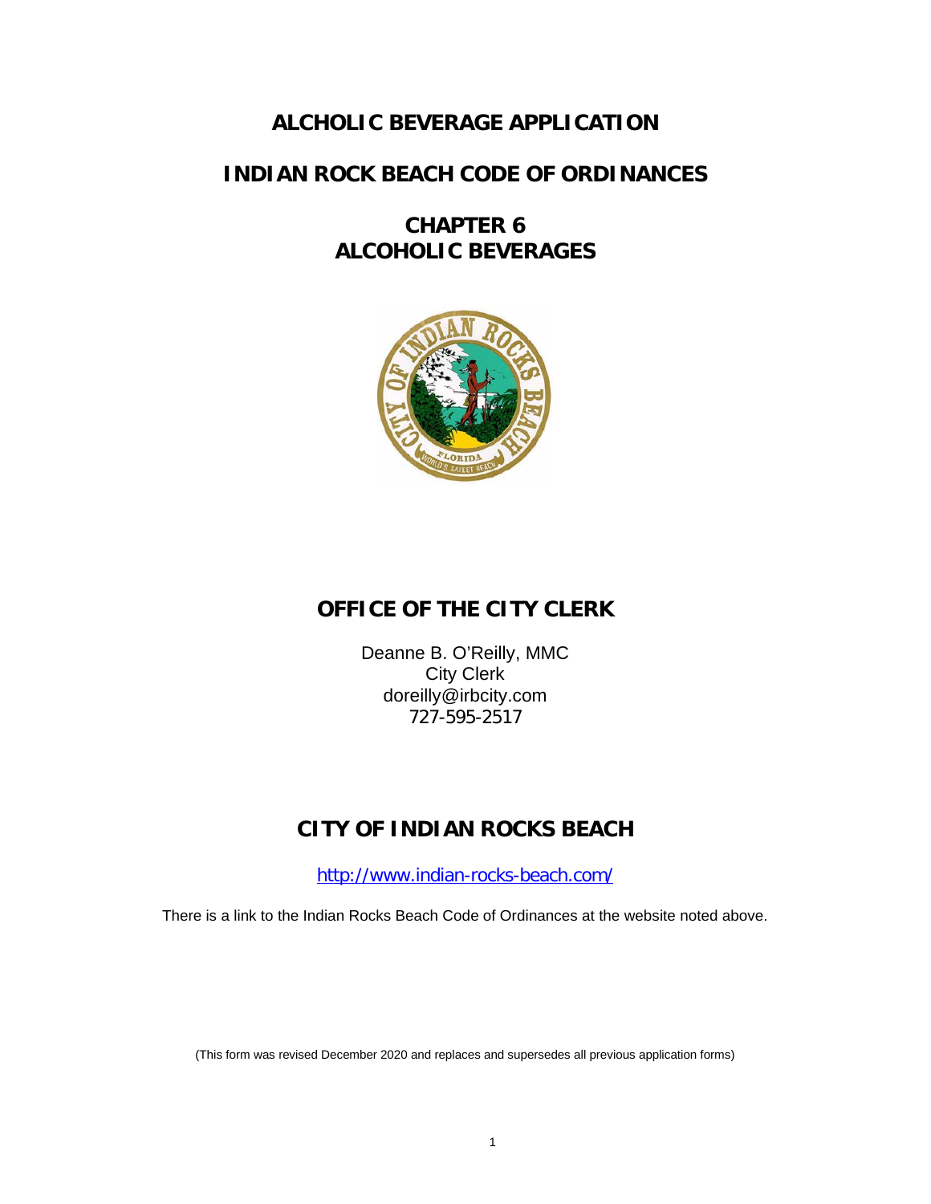# ALCHOLIC BEVERAGE APPLICATION

# INDIAN ROCK BEACH CODE OF ORDINANCES

## CHAPTER 6
## ALCOHOLIC BEVERAGES

## OFFICE OF THE CITY CLERK

Deanne B. O'Reilly, MMC
City Clerk
doreilly@irbcity.com
727-595-2517

## CITY OF INDIAN ROCKS BEACH

http://www.indian-rocks-beach.com/

There is a link to the Indian Rocks Beach Code of Ordinances at the website noted above.

(This form was revised December 2020 and replaces and supersedes all previous application forms)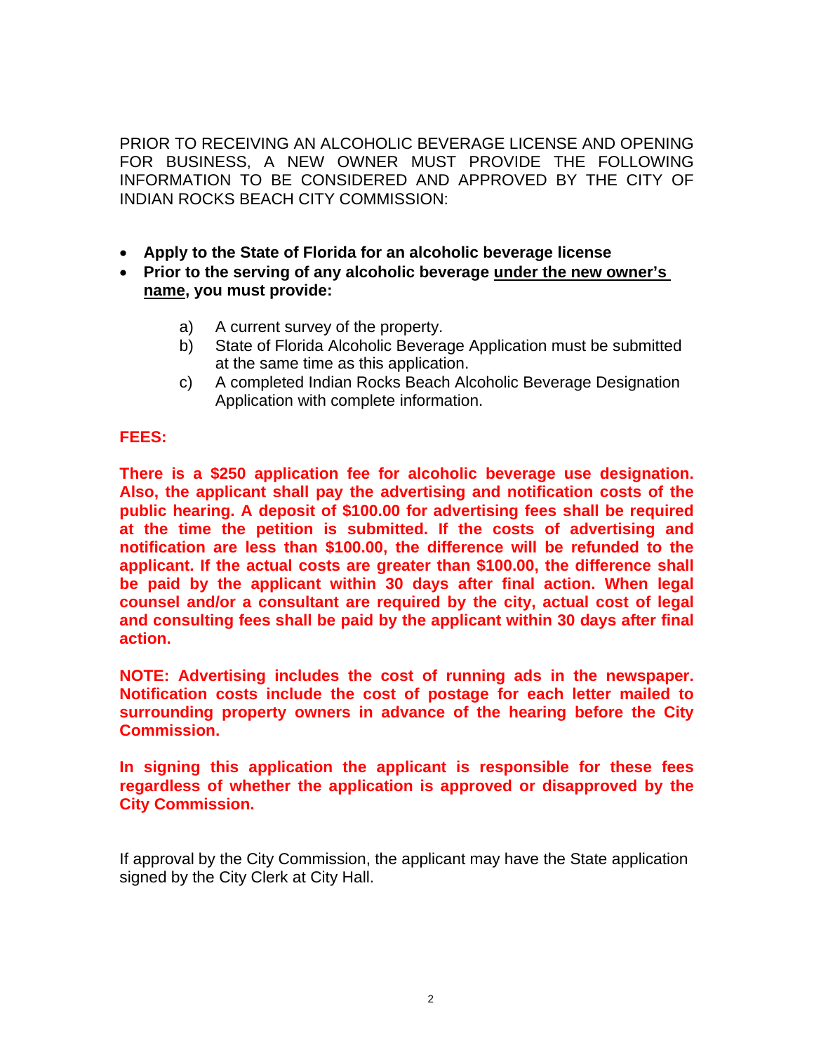PRIOR TO RECEIVING AN ALCOHOLIC BEVERAGE LICENSE AND OPENING FOR BUSINESS, A NEW OWNER MUST PROVIDE THE FOLLOWING INFORMATION TO BE CONSIDERED AND APPROVED BY THE CITY OF INDIAN ROCKS BEACH CITY COMMISSION:

- **Apply to the State of Florida for an alcoholic beverage license**
- **Prior to the serving of any alcoholic beverage <u>under the new owner's name</u>, you must provide:**

  a) A current survey of the property.
  
  b) State of Florida Alcoholic Beverage Application must be submitted at the same time as this application.
  
  c) A completed Indian Rocks Beach Alcoholic Beverage Designation Application with complete information.

**FEES:**

**There is a $250 application fee for alcoholic beverage use designation. Also, the applicant shall pay the advertising and notification costs of the public hearing. A deposit of $100.00 for advertising fees shall be required at the time the petition is submitted. If the costs of advertising and notification are less than $100.00, the difference will be refunded to the applicant. If the actual costs are greater than $100.00, the difference shall be paid by the applicant within 30 days after final action. When legal counsel and/or a consultant are required by the city, actual cost of legal and consulting fees shall be paid by the applicant within 30 days after final action.**

**NOTE: Advertising includes the cost of running ads in the newspaper. Notification costs include the cost of postage for each letter mailed to surrounding property owners in advance of the hearing before the City Commission.**

**In signing this application the applicant is responsible for these fees regardless of whether the application is approved or disapproved by the City Commission.**

If approval by the City Commission, the applicant may have the State application signed by the City Clerk at City Hall.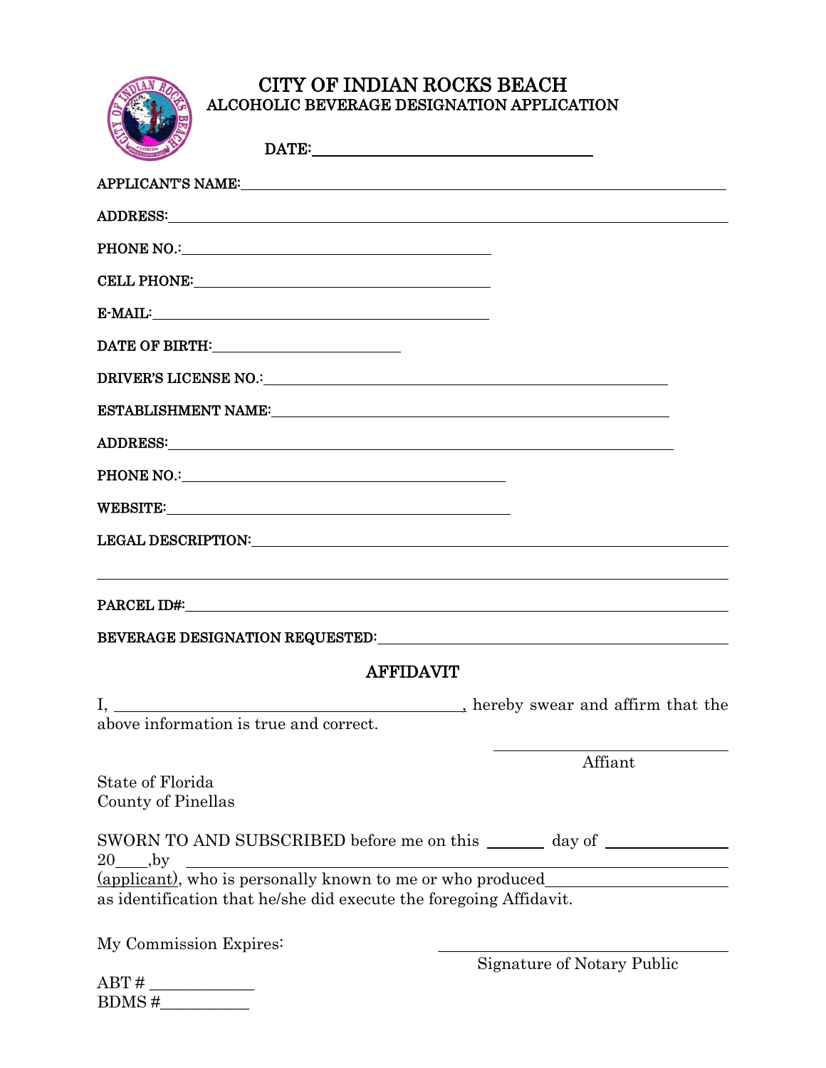# CITY OF INDIAN ROCKS BEACH

## ALCOHOLIC BEVERAGE DESIGNATION APPLICATION

**DATE:** ______________________________

**APPLICANT'S NAME:** ______________________________

**ADDRESS:** ______________________________

**PHONE NO.:** ______________________________

**CELL PHONE:** ______________________________

**E-MAIL:** ______________________________

**DATE OF BIRTH:** ____________________

**DRIVER'S LICENSE NO.:** ______________________________

**ESTABLISHMENT NAME:** ______________________________

**ADDRESS:** ______________________________

**PHONE NO.:** ______________________________

**WEBSITE:** ______________________________

**LEGAL DESCRIPTION:** ______________________________

______________________________

**PARCEL ID#:** ______________________________

**BEVERAGE DESIGNATION REQUESTED:** ______________________________

## AFFIDAVIT

I, ______________________________, hereby swear and affirm that the above information is true and correct.

______________________________
Affiant

State of Florida
County of Pinellas

SWORN TO AND SUBSCRIBED before me on this _______ day of ______________ 20____,by ______________________________ (applicant), who is personally known to me or who produced ____________________ as identification that he/she did execute the foregoing Affidavit.

My Commission Expires:

______________________________
Signature of Notary Public

ABT # ____________
BDMS #__________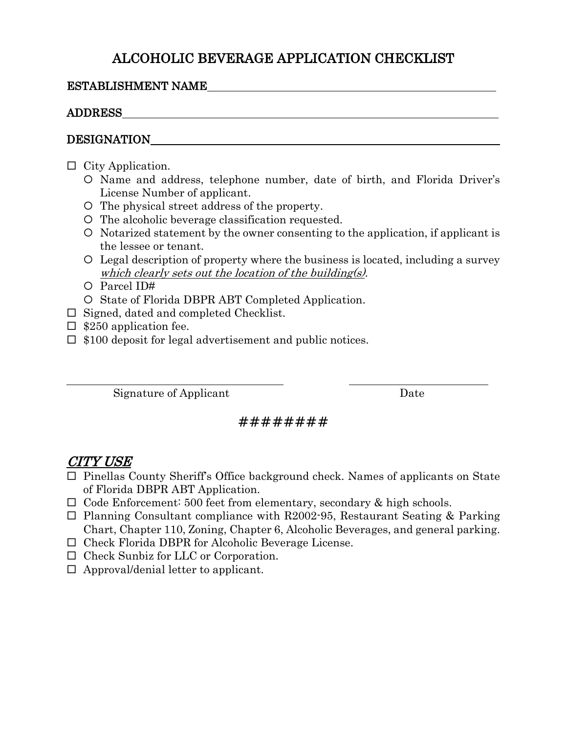# ALCOHOLIC BEVERAGE APPLICATION CHECKLIST

ESTABLISHMENT NAME\_\_\_\_\_\_\_\_\_\_\_\_\_\_\_\_\_\_\_\_\_\_\_\_\_\_\_\_\_\_\_\_\_\_\_\_\_\_\_\_\_\_\_\_\_\_\_\_

ADDRESS\_\_\_\_\_\_\_\_\_\_\_\_\_\_\_\_\_\_\_\_\_\_\_\_\_\_\_\_\_\_\_\_\_\_\_\_\_\_\_\_\_\_\_\_\_\_\_\_\_\_\_\_\_\_\_\_

DESIGNATION\_\_\_\_\_\_\_\_\_\_\_\_\_\_\_\_\_\_\_\_\_\_\_\_\_\_\_\_\_\_\_\_\_\_\_\_\_\_\_\_\_\_\_\_\_\_\_\_\_\_\_\_

- ☐ City Application.
  - ○ Name and address, telephone number, date of birth, and Florida Driver's License Number of applicant.
  - ○ The physical street address of the property.
  - ○ The alcoholic beverage classification requested.
  - ○ Notarized statement by the owner consenting to the application, if applicant is the lessee or tenant.
  - ○ Legal description of property where the business is located, including a survey *which clearly sets out the location of the building(s)*.
  - ○ Parcel ID#
  - ○ State of Florida DBPR ABT Completed Application.
- ☐ Signed, dated and completed Checklist.
- ☐ $250 application fee.
- ☐ $100 deposit for legal advertisement and public notices.

\_\_\_\_\_\_\_\_\_\_\_\_\_\_\_\_\_\_\_\_\_\_\_\_\_\_\_\_\_\_\_\_\_\_ \_\_\_\_\_\_\_\_\_\_\_\_\_\_\_\_\_\_\_\_\_\_

Signature of Applicant Date

########

## *CITY USE*

- ☐ Pinellas County Sheriff's Office background check. Names of applicants on State of Florida DBPR ABT Application.
- ☐ Code Enforcement: 500 feet from elementary, secondary & high schools.
- ☐ Planning Consultant compliance with R2002-95, Restaurant Seating & Parking Chart, Chapter 110, Zoning, Chapter 6, Alcoholic Beverages, and general parking.
- ☐ Check Florida DBPR for Alcoholic Beverage License.
- ☐ Check Sunbiz for LLC or Corporation.
- ☐ Approval/denial letter to applicant.